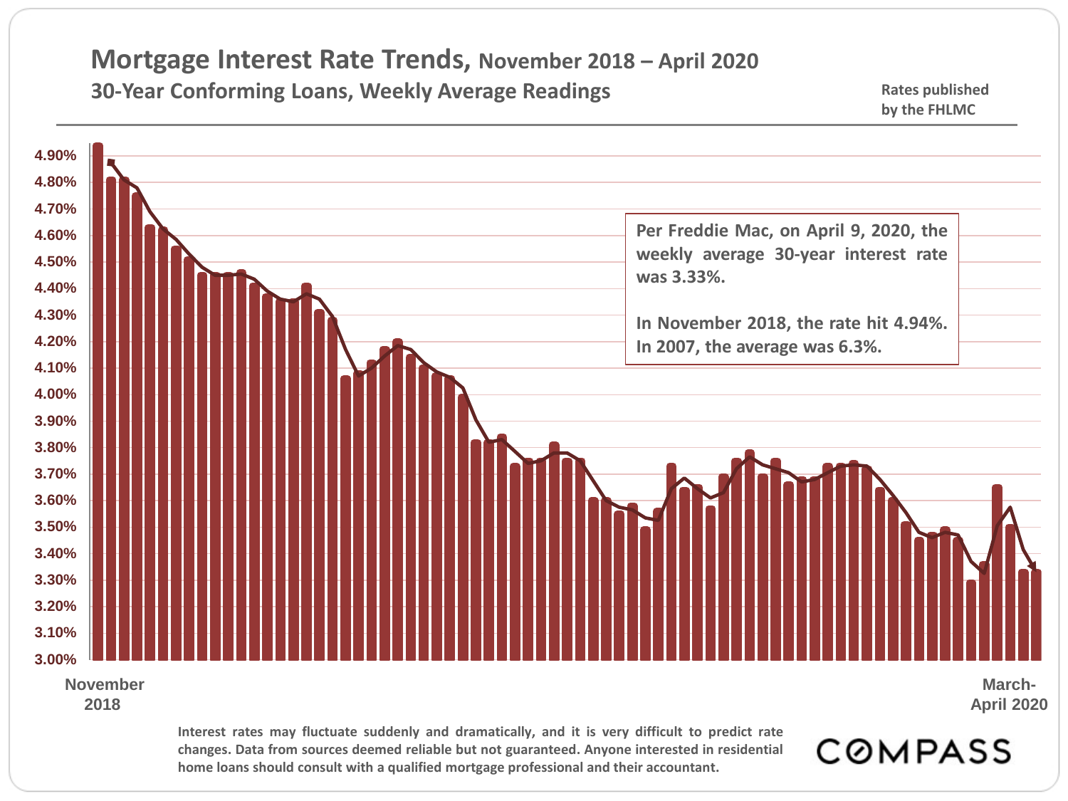# Mortgage Interest Rate Trends, November 2018 – April 2020

## 30-Year Conforming Loans, Weekly Average Readings

Rates published by the FHLMC

4.90%
4.80%
4.70%
4.60%
4.50%
4.40%
4.30%
4.20%
4.10%
4.00%
3.90%
3.80%
3.70%
3.60%
3.50%
3.40%
3.30%
3.20%
3.10%
3.00%

**Per Freddie Mac, on April 9, 2020, the weekly average 30-year interest rate was 3.33%.**

**In November 2018, the rate hit 4.94%. In 2007, the average was 6.3%.**

November 2018

March-April 2020

Interest rates may fluctuate suddenly and dramatically, and it is very difficult to predict rate changes. Data from sources deemed reliable but not guaranteed. Anyone interested in residential home loans should consult with a qualified mortgage professional and their accountant.

COMPASS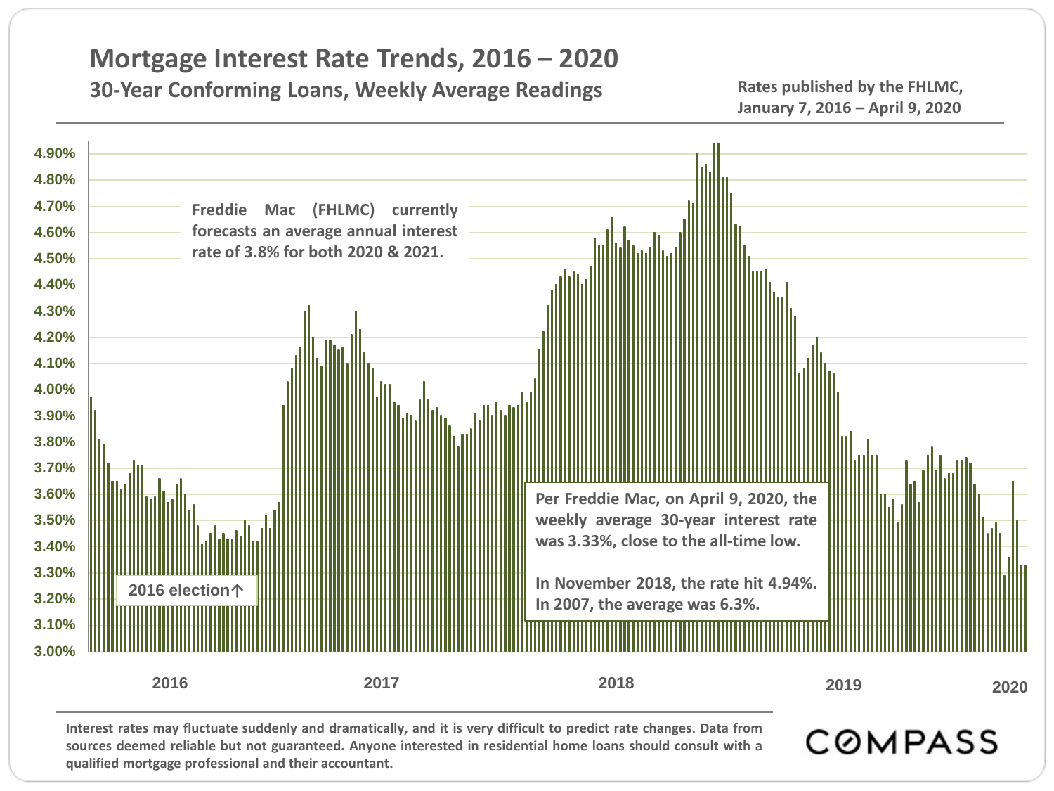# Mortgage Interest Rate Trends, 2016 – 2020

## 30-Year Conforming Loans, Weekly Average Readings

**Rates published by the FHLMC, January 7, 2016 – April 9, 2020**

Freddie Mac (FHLMC) currently forecasts an average annual interest rate of 3.8% for both 2020 & 2021.

2016 election↑

Per Freddie Mac, on April 9, 2020, the weekly average 30-year interest rate was 3.33%, close to the all-time low.

In November 2018, the rate hit 4.94%. In 2007, the average was 6.3%.

4.90%, 4.80%, 4.70%, 4.60%, 4.50%, 4.40%, 4.30%, 4.20%, 4.10%, 4.00%, 3.90%, 3.80%, 3.70%, 3.60%, 3.50%, 3.40%, 3.30%, 3.20%, 3.10%, 3.00%

2016, 2017, 2018, 2019, 2020

Interest rates may fluctuate suddenly and dramatically, and it is very difficult to predict rate changes. Data from sources deemed reliable but not guaranteed. Anyone interested in residential home loans should consult with a qualified mortgage professional and their accountant.

COMPASS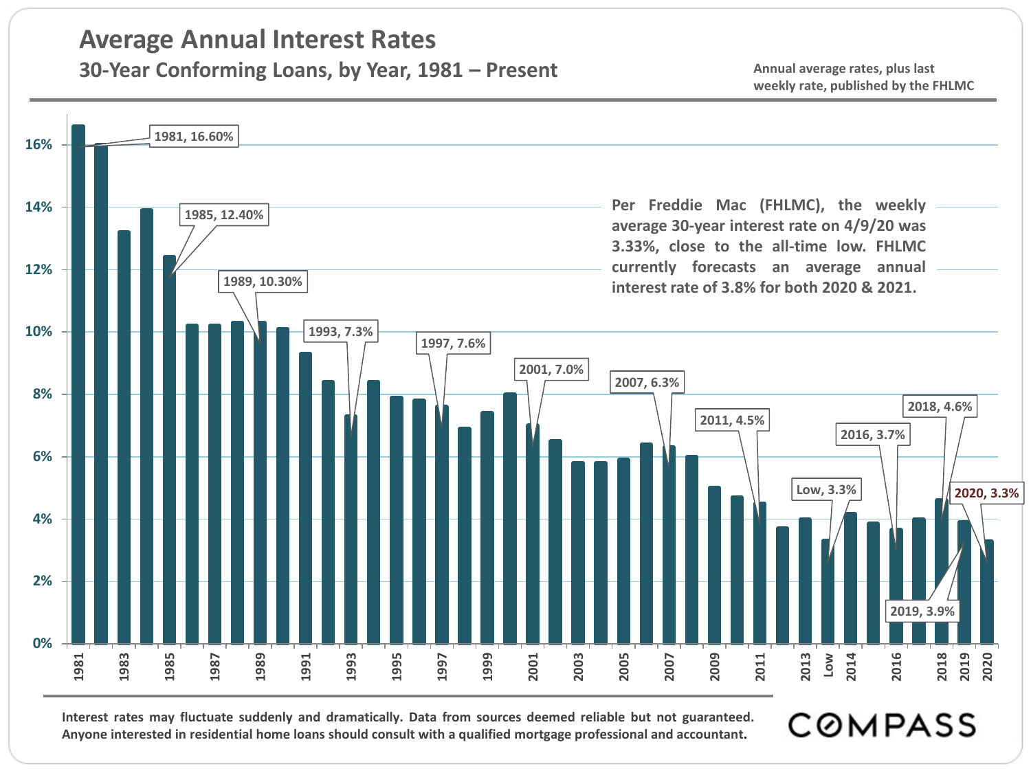# Average Annual Interest Rates

## 30-Year Conforming Loans, by Year, 1981 – Present

Annual average rates, plus last weekly rate, published by the FHLMC

16%
14%
12%
10%
8%
6%
4%
2%
0%

1981, 16.60%
1985, 12.40%
1989, 10.30%
1993, 7.3%
1997, 7.6%
2001, 7.0%
2007, 6.3%
2011, 4.5%
Low, 3.3%
2016, 3.7%
2018, 4.6%
2020, 3.3%
2019, 3.9%

1981 1983 1985 1987 1989 1991 1993 1995 1997 1999 2001 2003 2005 2007 2009 2011 2013 Low 2014 2016 2018 2019 2020

Per Freddie Mac (FHLMC), the weekly average 30-year interest rate on 4/9/20 was 3.33%, close to the all-time low. FHLMC currently forecasts an average annual interest rate of 3.8% for both 2020 & 2021.

**Interest rates may fluctuate suddenly and dramatically. Data from sources deemed reliable but not guaranteed. Anyone interested in residential home loans should consult with a qualified mortgage professional and accountant.**

COMPASS